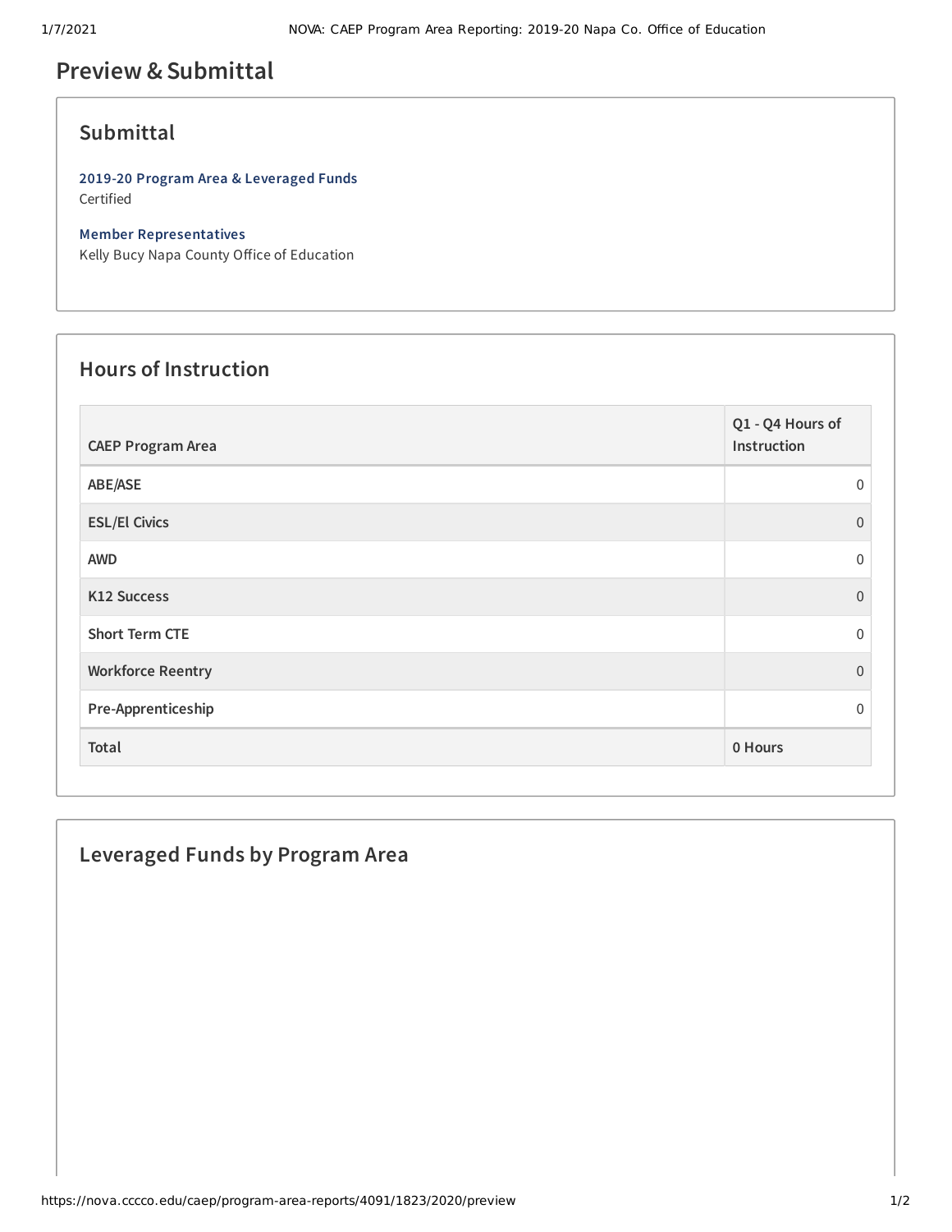# Preview & Submittal

## Submittal

**2019-20 Program Area & Leveraged Funds**
Certified

**Member Representatives**
Kelly Bucy Napa County Office of Education

## Hours of Instruction

| CAEP Program Area | Q1 - Q4 Hours of Instruction |
|---|---|
| ABE/ASE | 0 |
| ESL/El Civics | 0 |
| AWD | 0 |
| K12 Success | 0 |
| Short Term CTE | 0 |
| Workforce Reentry | 0 |
| Pre-Apprenticeship | 0 |
| Total | 0 Hours |

## Leveraged Funds by Program Area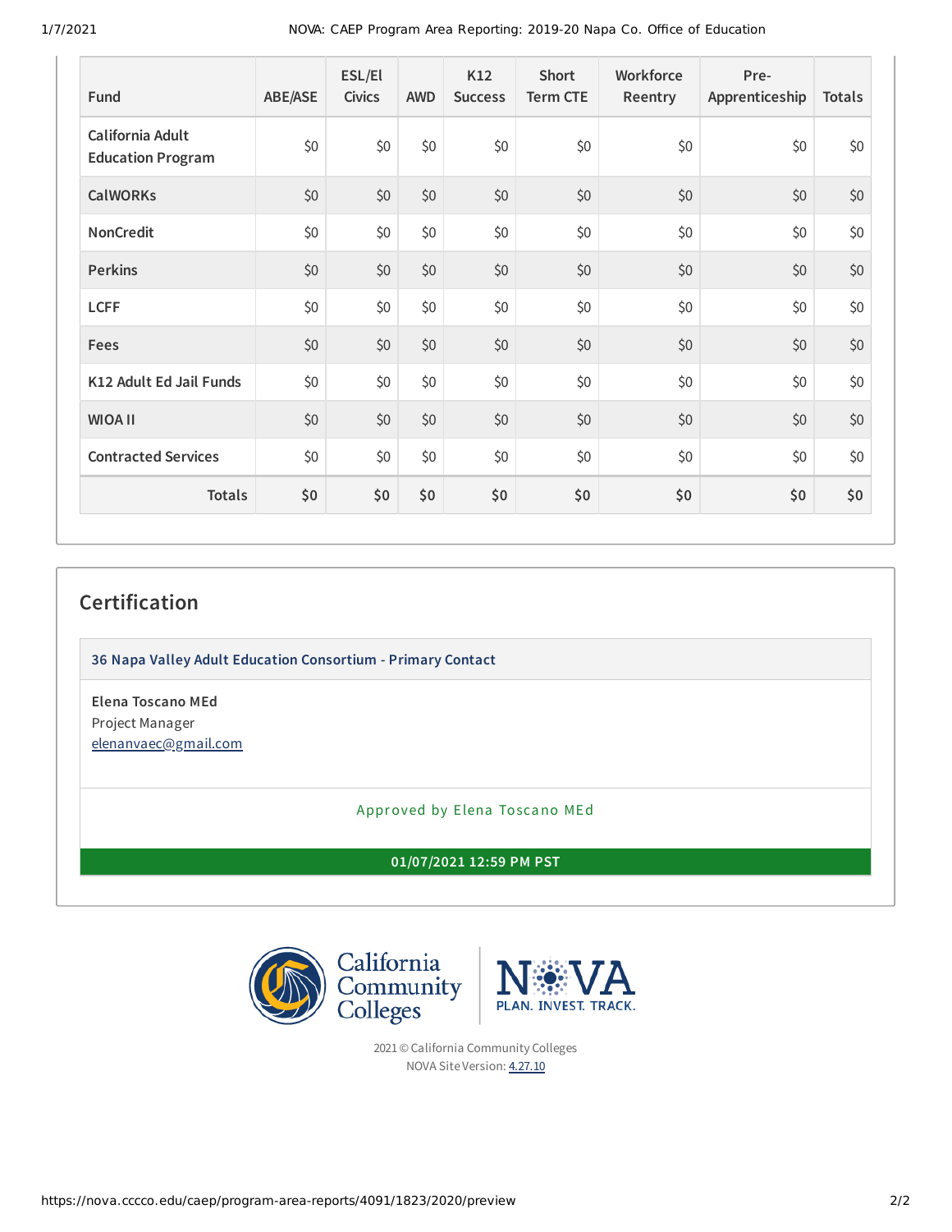| Fund | ABE/ASE | ESL/El Civics | AWD | K12 Success | Short Term CTE | Workforce Reentry | Pre-Apprenticeship | Totals |
|---|---|---|---|---|---|---|---|---|
| California Adult Education Program | $0 | $0 | $0 | $0 | $0 | $0 | $0 | $0 |
| CalWORKs | $0 | $0 | $0 | $0 | $0 | $0 | $0 | $0 |
| NonCredit | $0 | $0 | $0 | $0 | $0 | $0 | $0 | $0 |
| Perkins | $0 | $0 | $0 | $0 | $0 | $0 | $0 | $0 |
| LCFF | $0 | $0 | $0 | $0 | $0 | $0 | $0 | $0 |
| Fees | $0 | $0 | $0 | $0 | $0 | $0 | $0 | $0 |
| K12 Adult Ed Jail Funds | $0 | $0 | $0 | $0 | $0 | $0 | $0 | $0 |
| WIOA II | $0 | $0 | $0 | $0 | $0 | $0 | $0 | $0 |
| Contracted Services | $0 | $0 | $0 | $0 | $0 | $0 | $0 | $0 |
| **Totals** | **$0** | **$0** | **$0** | **$0** | **$0** | **$0** | **$0** | **$0** |

## Certification

**36 Napa Valley Adult Education Consortium - Primary Contact**

**Elena Toscano MEd**
Project Manager
elenanvaec@gmail.com

Approved by Elena Toscano MEd

**01/07/2021 12:59 PM PST**

California Community Colleges

NOVA PLAN. INVEST. TRACK.

2021 © California Community Colleges
NOVA Site Version: 4.27.10